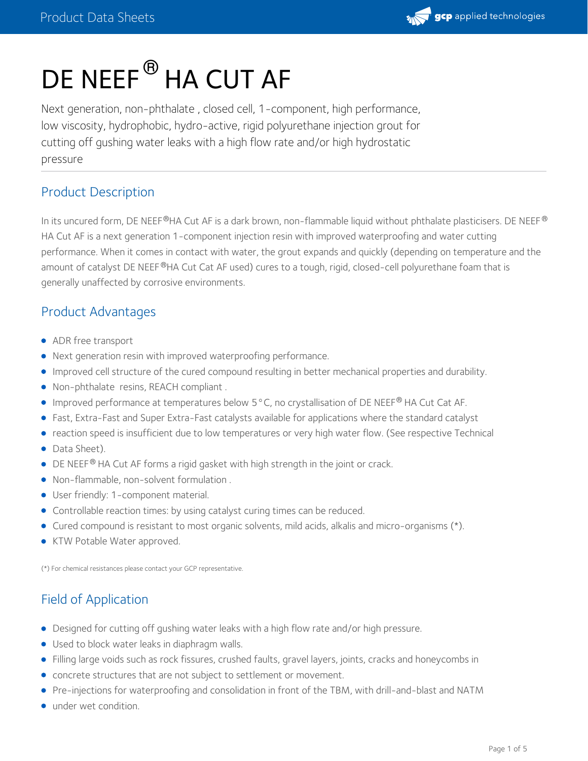# DE NEEF® HA CUT AF

Next generation, non-phthalate , closed cell, 1-component, high performance, low viscosity, hydrophobic, hydro-active, rigid polyurethane injection grout for cutting off gushing water leaks with a high flow rate and/or high hydrostatic pressure

## Product Description

In its uncured form, DE NEEF®HA Cut AF is a dark brown, non-flammable liquid without phthalate plasticisers. DE NEEF® HA Cut AF is a next generation 1-component injection resin with improved waterproofing and water cutting performance. When it comes in contact with water, the grout expands and quickly (depending on temperature and the amount of catalyst DE NEEF®HA Cut Cat AF used) cures to a tough, rigid, closed-cell polyurethane foam that is generally unaffected by corrosive environments.

## Product Advantages

- ADR free transport
- Next generation resin with improved waterproofing performance.
- Improved cell structure of the cured compound resulting in better mechanical properties and durability.
- Non-phthalate resins, REACH compliant .
- Improved performance at temperatures below 5°C, no crystallisation of DE NEEF® HA Cut Cat AF.
- Fast, Extra-Fast and Super Extra-Fast catalysts available for applications where the standard catalyst
- reaction speed is insufficient due to low temperatures or very high water flow. (See respective Technical
- Data Sheet).
- DE NEEF® HA Cut AF forms a rigid gasket with high strength in the joint or crack.
- Non-flammable, non-solvent formulation .
- User friendly: 1-component material.
- Controllable reaction times: by using catalyst curing times can be reduced.
- Cured compound is resistant to most organic solvents, mild acids, alkalis and micro-organisms (*).
- KTW Potable Water approved.

(*) For chemical resistances please contact your GCP representative.

## Field of Application

- Designed for cutting off gushing water leaks with a high flow rate and/or high pressure.
- Used to block water leaks in diaphragm walls.
- Filling large voids such as rock fissures, crushed faults, gravel layers, joints, cracks and honeycombs in
- concrete structures that are not subject to settlement or movement.
- Pre-injections for waterproofing and consolidation in front of the TBM, with drill-and-blast and NATM
- under wet condition.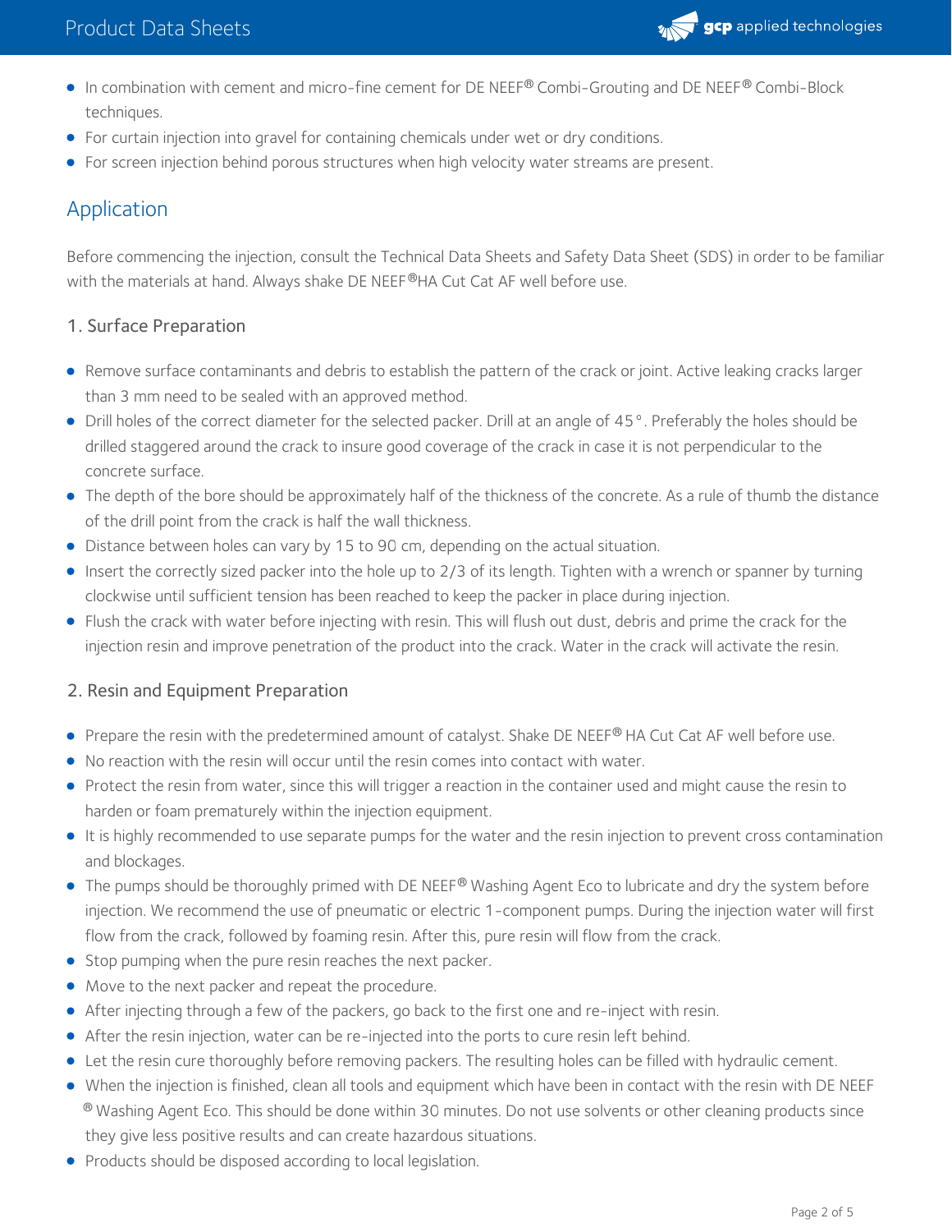- In combination with cement and micro-fine cement for DE NEEF® Combi-Grouting and DE NEEF® Combi-Block techniques.
- For curtain injection into gravel for containing chemicals under wet or dry conditions.
- For screen injection behind porous structures when high velocity water streams are present.

## Application

Before commencing the injection, consult the Technical Data Sheets and Safety Data Sheet (SDS) in order to be familiar with the materials at hand. Always shake DE NEEF®HA Cut Cat AF well before use.

### 1. Surface Preparation

- Remove surface contaminants and debris to establish the pattern of the crack or joint. Active leaking cracks larger than 3 mm need to be sealed with an approved method.
- Drill holes of the correct diameter for the selected packer. Drill at an angle of 45°. Preferably the holes should be drilled staggered around the crack to insure good coverage of the crack in case it is not perpendicular to the concrete surface.
- The depth of the bore should be approximately half of the thickness of the concrete. As a rule of thumb the distance of the drill point from the crack is half the wall thickness.
- Distance between holes can vary by 15 to 90 cm, depending on the actual situation.
- Insert the correctly sized packer into the hole up to 2/3 of its length. Tighten with a wrench or spanner by turning clockwise until sufficient tension has been reached to keep the packer in place during injection.
- Flush the crack with water before injecting with resin. This will flush out dust, debris and prime the crack for the injection resin and improve penetration of the product into the crack. Water in the crack will activate the resin.

### 2. Resin and Equipment Preparation

- Prepare the resin with the predetermined amount of catalyst. Shake DE NEEF® HA Cut Cat AF well before use.
- No reaction with the resin will occur until the resin comes into contact with water.
- Protect the resin from water, since this will trigger a reaction in the container used and might cause the resin to harden or foam prematurely within the injection equipment.
- It is highly recommended to use separate pumps for the water and the resin injection to prevent cross contamination and blockages.
- The pumps should be thoroughly primed with DE NEEF® Washing Agent Eco to lubricate and dry the system before injection. We recommend the use of pneumatic or electric 1-component pumps. During the injection water will first flow from the crack, followed by foaming resin. After this, pure resin will flow from the crack.
- Stop pumping when the pure resin reaches the next packer.
- Move to the next packer and repeat the procedure.
- After injecting through a few of the packers, go back to the first one and re-inject with resin.
- After the resin injection, water can be re-injected into the ports to cure resin left behind.
- Let the resin cure thoroughly before removing packers. The resulting holes can be filled with hydraulic cement.
- When the injection is finished, clean all tools and equipment which have been in contact with the resin with DE NEEF® Washing Agent Eco. This should be done within 30 minutes. Do not use solvents or other cleaning products since they give less positive results and can create hazardous situations.
- Products should be disposed according to local legislation.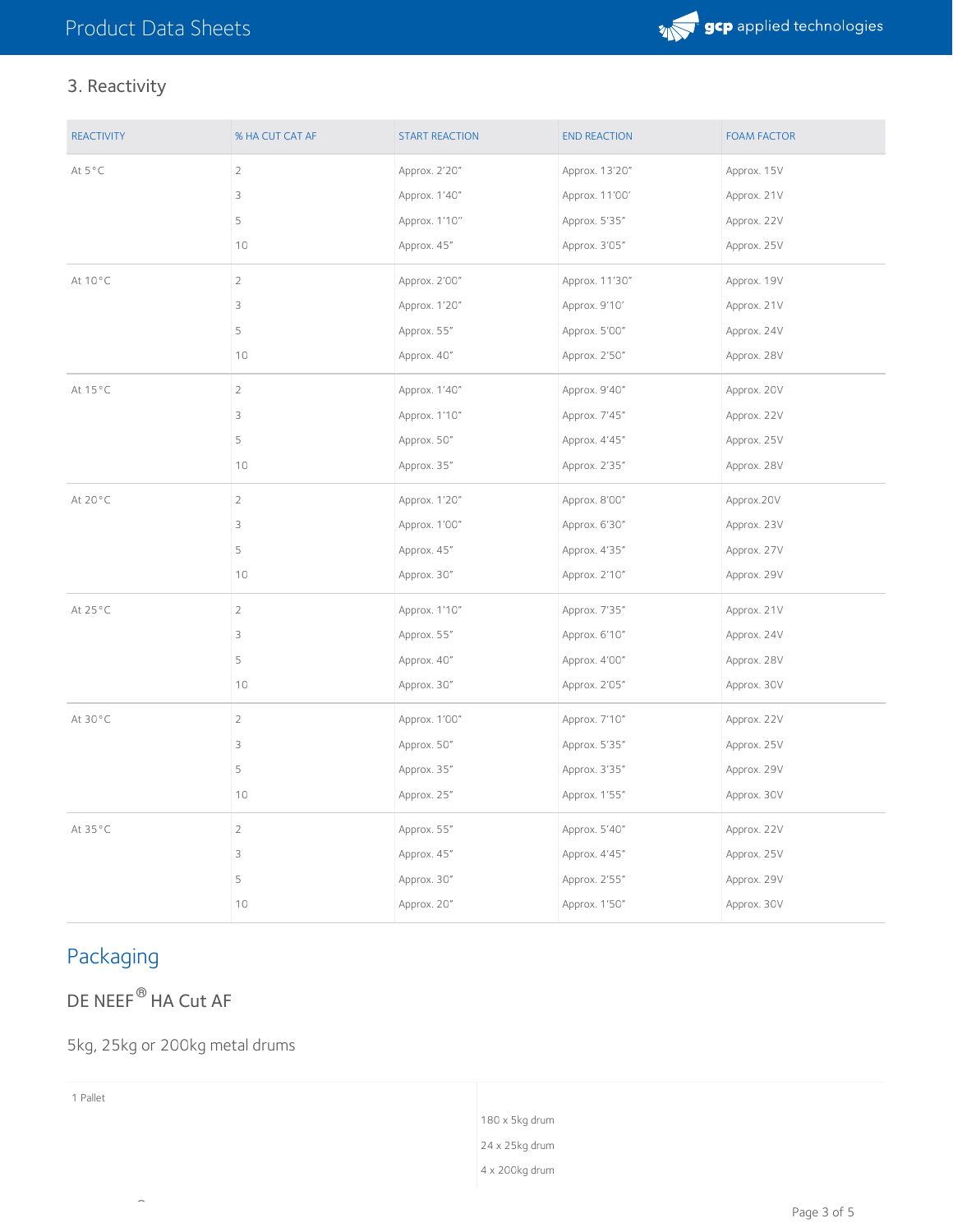## 3. Reactivity

| REACTIVITY | % HA CUT CAT AF | START REACTION | END REACTION | FOAM FACTOR |
|---|---|---|---|---|
| At 5°C | 2 | Approx. 2'20" | Approx. 13'20" | Approx. 15V |
| | 3 | Approx. 1'40" | Approx. 11'00' | Approx. 21V |
| | 5 | Approx. 1'10" | Approx. 5'35" | Approx. 22V |
| | 10 | Approx. 45" | Approx. 3'05" | Approx. 25V |
| At 10°C | 2 | Approx. 2'00" | Approx. 11'30" | Approx. 19V |
| | 3 | Approx. 1'20" | Approx. 9'10' | Approx. 21V |
| | 5 | Approx. 55" | Approx. 5'00" | Approx. 24V |
| | 10 | Approx. 40" | Approx. 2'50" | Approx. 28V |
| At 15°C | 2 | Approx. 1'40" | Approx. 9'40" | Approx. 20V |
| | 3 | Approx. 1'10" | Approx. 7'45" | Approx. 22V |
| | 5 | Approx. 50" | Approx. 4'45" | Approx. 25V |
| | 10 | Approx. 35" | Approx. 2'35" | Approx. 28V |
| At 20°C | 2 | Approx. 1'20" | Approx. 8'00" | Approx.20V |
| | 3 | Approx. 1'00" | Approx. 6'30" | Approx. 23V |
| | 5 | Approx. 45" | Approx. 4'35" | Approx. 27V |
| | 10 | Approx. 30" | Approx. 2'10" | Approx. 29V |
| At 25°C | 2 | Approx. 1'10" | Approx. 7'35" | Approx. 21V |
| | 3 | Approx. 55" | Approx. 6'10" | Approx. 24V |
| | 5 | Approx. 40" | Approx. 4'00" | Approx. 28V |
| | 10 | Approx. 30" | Approx. 2'05" | Approx. 30V |
| At 30°C | 2 | Approx. 1'00" | Approx. 7'10" | Approx. 22V |
| | 3 | Approx. 50" | Approx. 5'35" | Approx. 25V |
| | 5 | Approx. 35" | Approx. 3'35" | Approx. 29V |
| | 10 | Approx. 25" | Approx. 1'55" | Approx. 30V |
| At 35°C | 2 | Approx. 55" | Approx. 5'40" | Approx. 22V |
| | 3 | Approx. 45" | Approx. 4'45" | Approx. 25V |
| | 5 | Approx. 30" | Approx. 2'55" | Approx. 29V |
| | 10 | Approx. 20" | Approx. 1'50" | Approx. 30V |

# Packaging

## DE NEEF® HA Cut AF

5kg, 25kg or 200kg metal drums

| 1 Pallet | |
|---|---|
| | 180 x 5kg drum<br>24 x 25kg drum<br>4 x 200kg drum |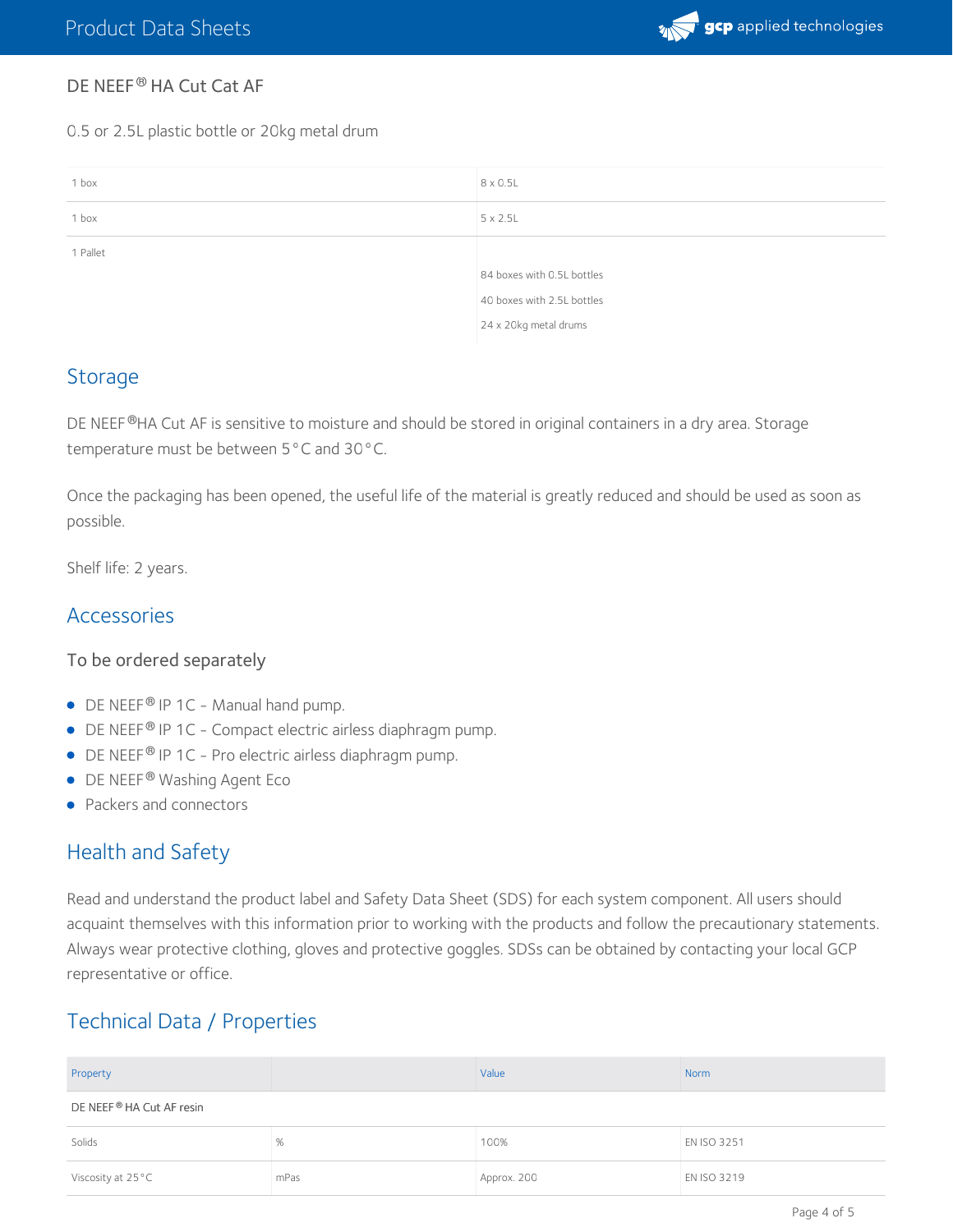DE NEEF® HA Cut Cat AF

0.5 or 2.5L plastic bottle or 20kg metal drum

| | |
|---|---|
| 1 box | 8 x 0.5L |
| 1 box | 5 x 2.5L |
| 1 Pallet | 84 boxes with 0.5L bottles<br>40 boxes with 2.5L bottles<br>24 x 20kg metal drums |

## Storage

DE NEEF®HA Cut AF is sensitive to moisture and should be stored in original containers in a dry area. Storage temperature must be between 5°C and 30°C.

Once the packaging has been opened, the useful life of the material is greatly reduced and should be used as soon as possible.

Shelf life: 2 years.

## Accessories

### To be ordered separately

- DE NEEF® IP 1C - Manual hand pump.
- DE NEEF® IP 1C - Compact electric airless diaphragm pump.
- DE NEEF® IP 1C - Pro electric airless diaphragm pump.
- DE NEEF® Washing Agent Eco
- Packers and connectors

## Health and Safety

Read and understand the product label and Safety Data Sheet (SDS) for each system component. All users should acquaint themselves with this information prior to working with the products and follow the precautionary statements. Always wear protective clothing, gloves and protective goggles. SDSs can be obtained by contacting your local GCP representative or office.

## Technical Data / Properties

| Property | | Value | Norm |
|---|---|---|---|
| DE NEEF® HA Cut AF resin | | | |
| Solids | % | 100% | EN ISO 3251 |
| Viscosity at 25°C | mPas | Approx. 200 | EN ISO 3219 |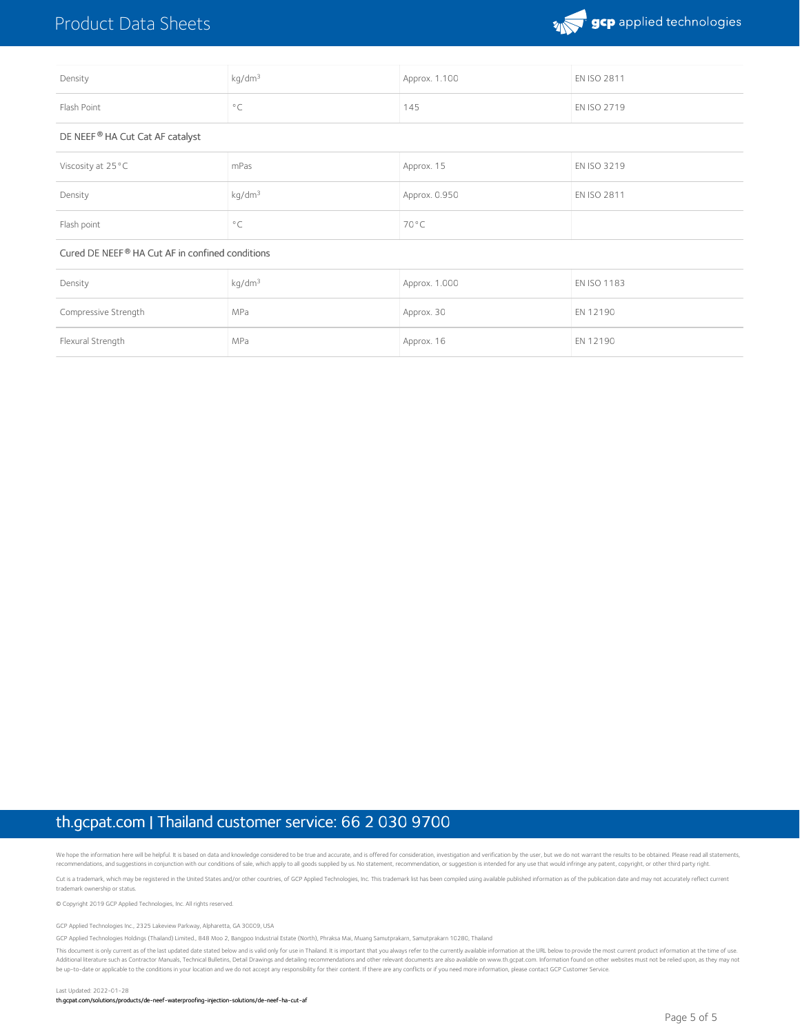| | | | |
|---|---|---|---|
| Density | kg/dm³ | Approx. 1.100 | EN ISO 2811 |
| Flash Point | °C | 145 | EN ISO 2719 |
| **DE NEEF® HA Cut Cat AF catalyst** | | | |
| Viscosity at 25°C | mPas | Approx. 15 | EN ISO 3219 |
| Density | kg/dm³ | Approx. 0.950 | EN ISO 2811 |
| Flash point | °C | 70°C | |
| **Cured DE NEEF® HA Cut AF in confined conditions** | | | |
| Density | kg/dm³ | Approx. 1.000 | EN ISO 1183 |
| Compressive Strength | MPa | Approx. 30 | EN 12190 |
| Flexural Strength | MPa | Approx. 16 | EN 12190 |

## th.gcpat.com | Thailand customer service: 66 2 030 9700

We hope the information here will be helpful. It is based on data and knowledge considered to be true and accurate, and is offered for consideration, investigation and verification by the user, but we do not warrant the results to be obtained. Please read all statements, recommendations, and suggestions in conjunction with our conditions of sale, which apply to all goods supplied by us. No statement, recommendation, or suggestion is intended for any use that would infringe any patent, copyright, or other third party right.

Cut is a trademark, which may be registered in the United States and/or other countries, of GCP Applied Technologies, Inc. This trademark list has been compiled using available published information as of the publication date and may not accurately reflect current trademark ownership or status.

© Copyright 2019 GCP Applied Technologies, Inc. All rights reserved.

GCP Applied Technologies Inc., 2325 Lakeview Parkway, Alpharetta, GA 30009, USA

GCP Applied Technologies Holdings (Thailand) Limited., 848 Moo 2, Bangpoo Industrial Estate (North), Phraksa Mai, Muang Samutprakarn, Samutprakarn 10280, Thailand

This document is only current as of the last updated date stated below and is valid only for use in Thailand. It is important that you always refer to the currently available information at the URL below to provide the most current product information at the time of use. Additional literature such as Contractor Manuals, Technical Bulletins, Detail Drawings and detailing recommendations and other relevant documents are also available on www.th.gcpat.com. Information found on other websites must not be relied upon, as they may not be up-to-date or applicable to the conditions in your location and we do not accept any responsibility for their content. If there are any conflicts or if you need more information, please contact GCP Customer Service.

Last Updated: 2022-01-28

th.gcpat.com/solutions/products/de-neef-waterproofing-injection-solutions/de-neef-ha-cut-af